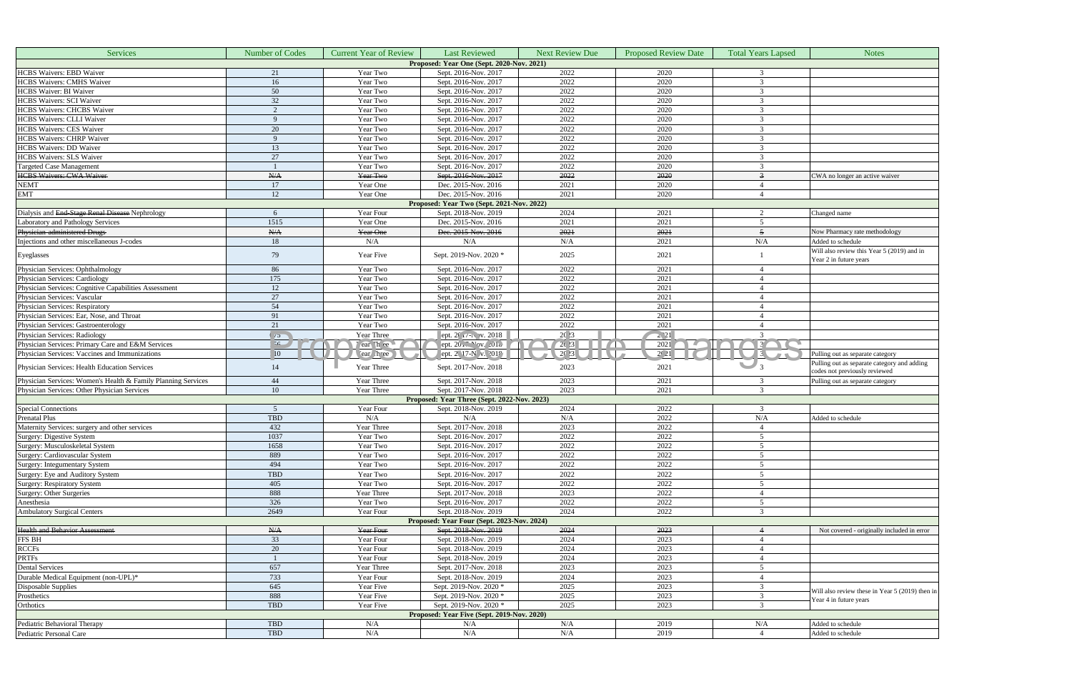| Services | Number of Codes | Current Year of Review | Last Reviewed | Next Review Due | Proposed Review Date | Total Years Lapsed | Notes |
|---|---|---|---|---|---|---|---|
| **Proposed: Year One (Sept. 2020-Nov. 2021)** | | | | | | | |
| HCBS Waivers: EBD Waiver | 21 | Year Two | Sept. 2016-Nov. 2017 | 2022 | 2020 | 3 | |
| HCBS Waivers: CMHS Waiver | 16 | Year Two | Sept. 2016-Nov. 2017 | 2022 | 2020 | 3 | |
| HCBS Waiver: BI Waiver | 50 | Year Two | Sept. 2016-Nov. 2017 | 2022 | 2020 | 3 | |
| HCBS Waivers: SCI Waiver | 32 | Year Two | Sept. 2016-Nov. 2017 | 2022 | 2020 | 3 | |
| HCBS Waivers: CHCBS Waiver | 2 | Year Two | Sept. 2016-Nov. 2017 | 2022 | 2020 | 3 | |
| HCBS Waivers: CLLI Waiver | 9 | Year Two | Sept. 2016-Nov. 2017 | 2022 | 2020 | 3 | |
| HCBS Waivers: CES Waiver | 20 | Year Two | Sept. 2016-Nov. 2017 | 2022 | 2020 | 3 | |
| HCBS Waivers: CHRP Waiver | 9 | Year Two | Sept. 2016-Nov. 2017 | 2022 | 2020 | 3 | |
| HCBS Waivers: DD Waiver | 13 | Year Two | Sept. 2016-Nov. 2017 | 2022 | 2020 | 3 | |
| HCBS Waivers: SLS Waiver | 27 | Year Two | Sept. 2016-Nov. 2017 | 2022 | 2020 | 3 | |
| Targeted Case Management | 1 | Year Two | Sept. 2016-Nov. 2017 | 2022 | 2020 | 3 | |
| ~~HCBS Waivers: CWA Waiver~~ | ~~N/A~~ | ~~Year Two~~ | ~~Sept. 2016-Nov. 2017~~ | ~~2022~~ | ~~2020~~ | ~~3~~ | CWA no longer an active waiver |
| NEMT | 17 | Year One | Dec. 2015-Nov. 2016 | 2021 | 2020 | 4 | |
| EMT | 12 | Year One | Dec. 2015-Nov. 2016 | 2021 | 2020 | 4 | |
| **Proposed: Year Two (Sept. 2021-Nov. 2022)** | | | | | | | |
| Dialysis and ~~End-Stage Renal Disease~~ Nephrology | 6 | Year Four | Sept. 2018-Nov. 2019 | 2024 | 2021 | 2 | Changed name |
| Laboratory and Pathology Services | 1515 | Year One | Dec. 2015-Nov. 2016 | 2021 | 2021 | 5 | |
| ~~Physician-administered Drugs~~ | ~~N/A~~ | ~~Year One~~ | ~~Dec. 2015-Nov. 2016~~ | ~~2021~~ | ~~2021~~ | ~~5~~ | Now Pharmacy rate methodology |
| Injections and other miscellaneous J-codes | 18 | N/A | N/A | N/A | 2021 | N/A | Added to schedule |
| Eyeglasses | 79 | Year Five | Sept. 2019-Nov. 2020 * | 2025 | 2021 | 1 | Will also review this Year 5 (2019) and in Year 2 in future years |
| Physician Services: Ophthalmology | 86 | Year Two | Sept. 2016-Nov. 2017 | 2022 | 2021 | 4 | |
| Physician Services: Cardiology | 175 | Year Two | Sept. 2016-Nov. 2017 | 2022 | 2021 | 4 | |
| Physician Services: Cognitive Capabilities Assessment | 12 | Year Two | Sept. 2016-Nov. 2017 | 2022 | 2021 | 4 | |
| Physician Services: Vascular | 27 | Year Two | Sept. 2016-Nov. 2017 | 2022 | 2021 | 4 | |
| Physician Services: Respiratory | 54 | Year Two | Sept. 2016-Nov. 2017 | 2022 | 2021 | 4 | |
| Physician Services: Ear, Nose, and Throat | 91 | Year Two | Sept. 2016-Nov. 2017 | 2022 | 2021 | 4 | |
| Physician Services: Gastroenterology | 21 | Year Two | Sept. 2016-Nov. 2017 | 2022 | 2021 | 4 | |
| Physician Services: Radiology | 675 | Year Three | Sept. 2017-Nov. 2018 | 2023 | 2021 | 3 | |
| Physician Services: Primary Care and E&M Services | 56 | Year Three | Sept. 2017-Nov. 2018 | 2023 | 2021 | 3 | |
| Physician Services: Vaccines and Immunizations | 10 | Year Three | Sept. 2017-Nov. 2018 | 2023 | 2021 | 3 | Pulling out as separate category |
| Physician Services: Health Education Services | 14 | Year Three | Sept. 2017-Nov. 2018 | 2023 | 2021 | 3 | Pulling out as separate category and adding codes not previously reviewed |
| Physician Services: Women's Health & Family Planning Services | 44 | Year Three | Sept. 2017-Nov. 2018 | 2023 | 2021 | 3 | Pulling out as separate category |
| Physician Services: Other Physician Services | 10 | Year Three | Sept. 2017-Nov. 2018 | 2023 | 2021 | 3 | |
| **Proposed: Year Three (Sept. 2022-Nov. 2023)** | | | | | | | |
| Special Connections | 5 | Year Four | Sept. 2018-Nov. 2019 | 2024 | 2022 | 3 | |
| Prenatal Plus | TBD | N/A | N/A | N/A | 2022 | N/A | Added to schedule |
| Maternity Services: surgery and other services | 432 | Year Three | Sept. 2017-Nov. 2018 | 2023 | 2022 | 4 | |
| Surgery: Digestive System | 1037 | Year Two | Sept. 2016-Nov. 2017 | 2022 | 2022 | 5 | |
| Surgery: Musculoskeletal System | 1658 | Year Two | Sept. 2016-Nov. 2017 | 2022 | 2022 | 5 | |
| Surgery: Cardiovascular System | 889 | Year Two | Sept. 2016-Nov. 2017 | 2022 | 2022 | 5 | |
| Surgery: Integumentary System | 494 | Year Two | Sept. 2016-Nov. 2017 | 2022 | 2022 | 5 | |
| Surgery: Eye and Auditory System | TBD | Year Two | Sept. 2016-Nov. 2017 | 2022 | 2022 | 5 | |
| Surgery: Respiratory System | 405 | Year Two | Sept. 2016-Nov. 2017 | 2022 | 2022 | 5 | |
| Surgery: Other Surgeries | 888 | Year Three | Sept. 2017-Nov. 2018 | 2023 | 2022 | 4 | |
| Anesthesia | 326 | Year Two | Sept. 2016-Nov. 2017 | 2022 | 2022 | 5 | |
| Ambulatory Surgical Centers | 2649 | Year Four | Sept. 2018-Nov. 2019 | 2024 | 2022 | 3 | |
| **Proposed: Year Four (Sept. 2023-Nov. 2024)** | | | | | | | |
| ~~Health and Behavior Assessment~~ | ~~N/A~~ | ~~Year Four~~ | ~~Sept. 2018-Nov. 2019~~ | ~~2024~~ | ~~2023~~ | ~~4~~ | Not covered - originally included in error |
| FFS BH | 33 | Year Four | Sept. 2018-Nov. 2019 | 2024 | 2023 | 4 | |
| RCCFs | 20 | Year Four | Sept. 2018-Nov. 2019 | 2024 | 2023 | 4 | |
| PRTFs | 1 | Year Four | Sept. 2018-Nov. 2019 | 2024 | 2023 | 4 | |
| Dental Services | 657 | Year Three | Sept. 2017-Nov. 2018 | 2023 | 2023 | 5 | |
| Durable Medical Equipment (non-UPL)* | 733 | Year Four | Sept. 2018-Nov. 2019 | 2024 | 2023 | 4 | |
| Disposable Supplies | 645 | Year Five | Sept. 2019-Nov. 2020 * | 2025 | 2023 | 3 | Will also review these in Year 5 (2019) then in Year 4 in future years |
| Prosthetics | 888 | Year Five | Sept. 2019-Nov. 2020 * | 2025 | 2023 | 3 | |
| Orthotics | TBD | Year Five | Sept. 2019-Nov. 2020 * | 2025 | 2023 | 3 | |
| **Proposed: Year Five (Sept. 2019-Nov. 2020)** | | | | | | | |
| Pediatric Behavioral Therapy | TBD | N/A | N/A | N/A | 2019 | N/A | Added to schedule |
| Pediatric Personal Care | TBD | N/A | N/A | N/A | 2019 | 4 | Added to schedule |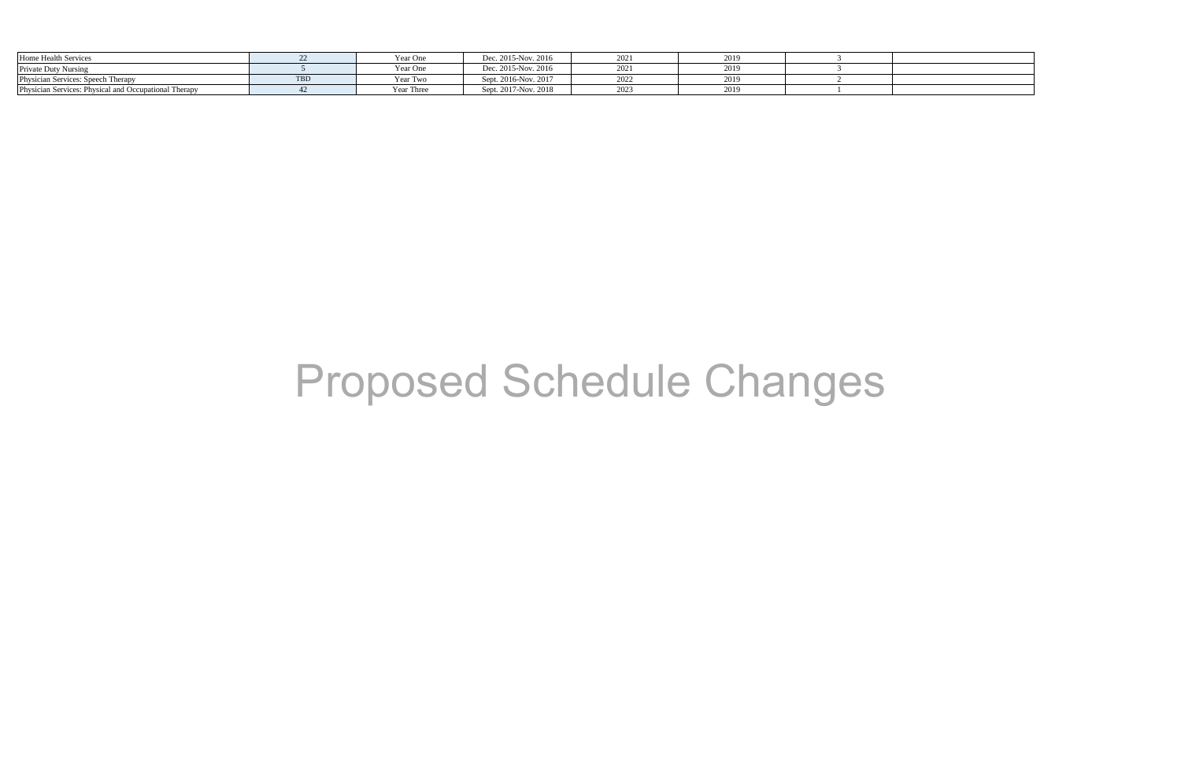| | | | | | | | |
|---|---|---|---|---|---|---|---|
| Home Health Services | 22 | Year One | Dec. 2015-Nov. 2016 | 2021 | 2019 | 3 | |
| Private Duty Nursing | 5 | Year One | Dec. 2015-Nov. 2016 | 2021 | 2019 | 3 | |
| Physician Services: Speech Therapy | TBD | Year Two | Sept. 2016-Nov. 2017 | 2022 | 2019 | 2 | |
| Physician Services: Physical and Occupational Therapy | 42 | Year Three | Sept. 2017-Nov. 2018 | 2023 | 2019 | 1 | |

Proposed Schedule Changes